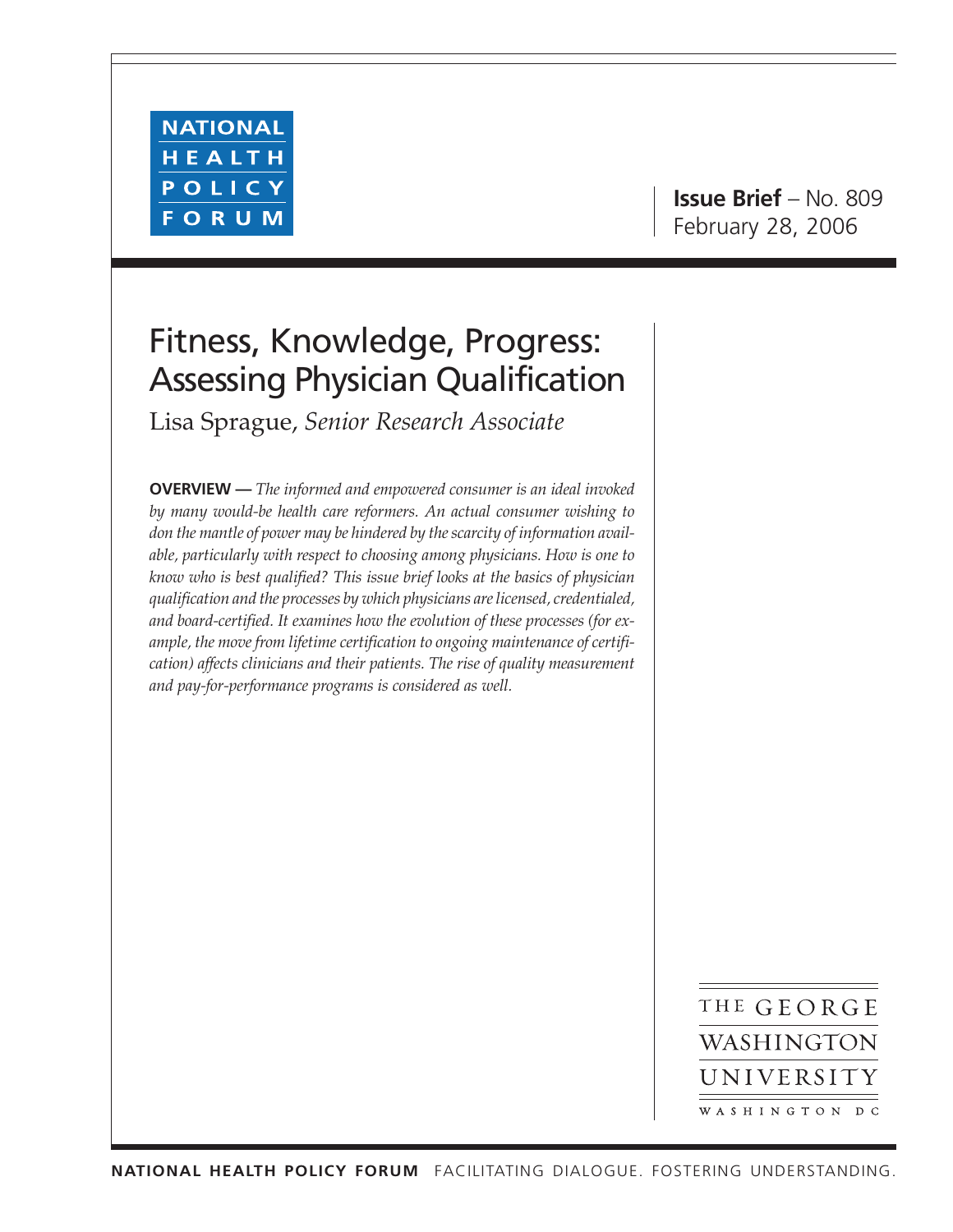NATIONAL HEALTH POLICY FORUM

**Issue Brief** – No. 809
February 28, 2006

# Fitness, Knowledge, Progress: Assessing Physician Qualification

Lisa Sprague, *Senior Research Associate*

**OVERVIEW —** *The informed and empowered consumer is an ideal invoked by many would-be health care reformers. An actual consumer wishing to don the mantle of power may be hindered by the scarcity of information available, particularly with respect to choosing among physicians. How is one to know who is best qualified? This issue brief looks at the basics of physician qualification and the processes by which physicians are licensed, credentialed, and board-certified. It examines how the evolution of these processes (for example, the move from lifetime certification to ongoing maintenance of certification) affects clinicians and their patients. The rise of quality measurement and pay-for-performance programs is considered as well.*

THE GEORGE WASHINGTON UNIVERSITY
WASHINGTON DC

NATIONAL HEALTH POLICY FORUM FACILITATING DIALOGUE. FOSTERING UNDERSTANDING.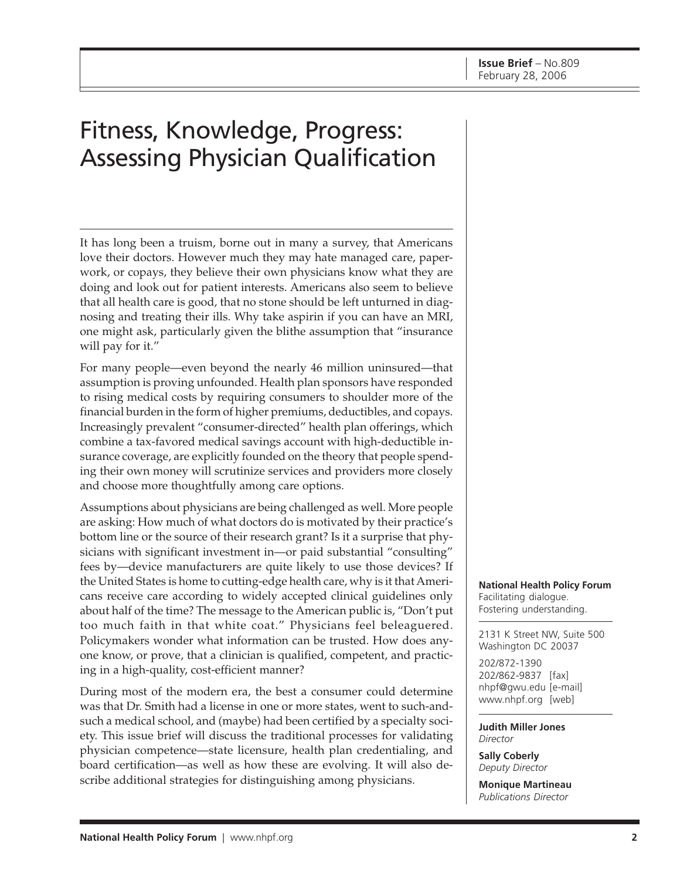Issue Brief – No.809
February 28, 2006

# Fitness, Knowledge, Progress: Assessing Physician Qualification

It has long been a truism, borne out in many a survey, that Americans love their doctors. However much they may hate managed care, paperwork, or copays, they believe their own physicians know what they are doing and look out for patient interests. Americans also seem to believe that all health care is good, that no stone should be left unturned in diagnosing and treating their ills. Why take aspirin if you can have an MRI, one might ask, particularly given the blithe assumption that "insurance will pay for it."

For many people—even beyond the nearly 46 million uninsured—that assumption is proving unfounded. Health plan sponsors have responded to rising medical costs by requiring consumers to shoulder more of the financial burden in the form of higher premiums, deductibles, and copays. Increasingly prevalent "consumer-directed" health plan offerings, which combine a tax-favored medical savings account with high-deductible insurance coverage, are explicitly founded on the theory that people spending their own money will scrutinize services and providers more closely and choose more thoughtfully among care options.

Assumptions about physicians are being challenged as well. More people are asking: How much of what doctors do is motivated by their practice's bottom line or the source of their research grant? Is it a surprise that physicians with significant investment in—or paid substantial "consulting" fees by—device manufacturers are quite likely to use those devices? If the United States is home to cutting-edge health care, why is it that Americans receive care according to widely accepted clinical guidelines only about half of the time? The message to the American public is, "Don't put too much faith in that white coat." Physicians feel beleaguered. Policymakers wonder what information can be trusted. How does anyone know, or prove, that a clinician is qualified, competent, and practicing in a high-quality, cost-efficient manner?

During most of the modern era, the best a consumer could determine was that Dr. Smith had a license in one or more states, went to such-and-such a medical school, and (maybe) had been certified by a specialty society. This issue brief will discuss the traditional processes for validating physician competence—state licensure, health plan credentialing, and board certification—as well as how these are evolving. It will also describe additional strategies for distinguishing among physicians.

**National Health Policy Forum**
Facilitating dialogue.
Fostering understanding.

2131 K Street NW, Suite 500
Washington DC 20037

202/872-1390
202/862-9837 [fax]
nhpf@gwu.edu [e-mail]
www.nhpf.org [web]

**Judith Miller Jones**
*Director*

**Sally Coberly**
*Deputy Director*

**Monique Martineau**
*Publications Director*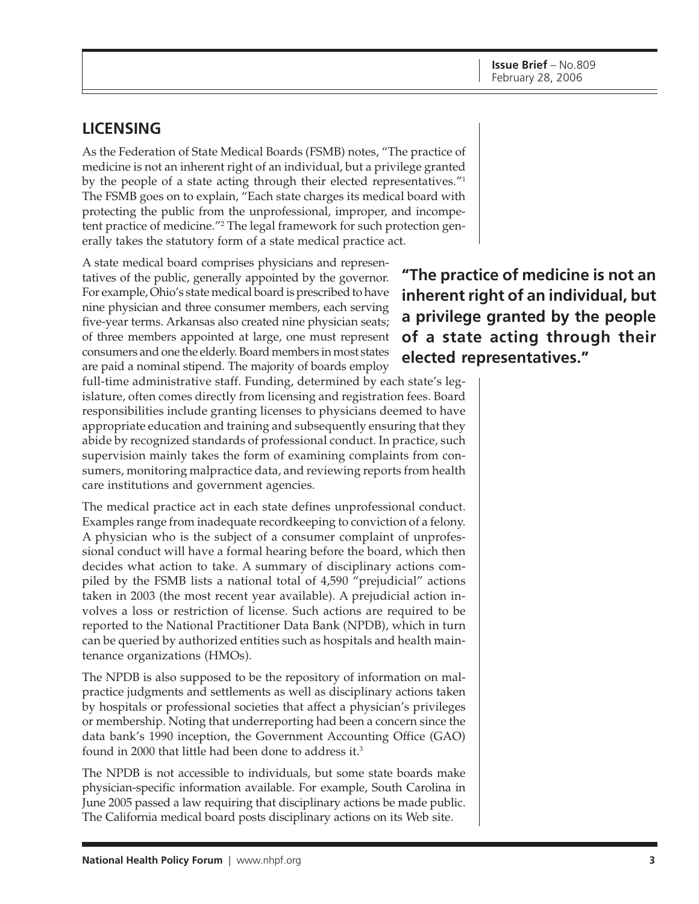## LICENSING

As the Federation of State Medical Boards (FSMB) notes, "The practice of medicine is not an inherent right of an individual, but a privilege granted by the people of a state acting through their elected representatives."[1] The FSMB goes on to explain, "Each state charges its medical board with protecting the public from the unprofessional, improper, and incompetent practice of medicine."[2] The legal framework for such protection generally takes the statutory form of a state medical practice act.

A state medical board comprises physicians and representatives of the public, generally appointed by the governor. For example, Ohio's state medical board is prescribed to have nine physician and three consumer members, each serving five-year terms. Arkansas also created nine physician seats; of three members appointed at large, one must represent consumers and one the elderly. Board members in most states are paid a nominal stipend. The majority of boards employ full-time administrative staff. Funding, determined by each state's legislature, often comes directly from licensing and registration fees. Board responsibilities include granting licenses to physicians deemed to have appropriate education and training and subsequently ensuring that they abide by recognized standards of professional conduct. In practice, such supervision mainly takes the form of examining complaints from consumers, monitoring malpractice data, and reviewing reports from health care institutions and government agencies.

**"The practice of medicine is not an inherent right of an individual, but a privilege granted by the people of a state acting through their elected representatives."**

The medical practice act in each state defines unprofessional conduct. Examples range from inadequate recordkeeping to conviction of a felony. A physician who is the subject of a consumer complaint of unprofessional conduct will have a formal hearing before the board, which then decides what action to take. A summary of disciplinary actions compiled by the FSMB lists a national total of 4,590 "prejudicial" actions taken in 2003 (the most recent year available). A prejudicial action involves a loss or restriction of license. Such actions are required to be reported to the National Practitioner Data Bank (NPDB), which in turn can be queried by authorized entities such as hospitals and health maintenance organizations (HMOs).

The NPDB is also supposed to be the repository of information on malpractice judgments and settlements as well as disciplinary actions taken by hospitals or professional societies that affect a physician's privileges or membership. Noting that underreporting had been a concern since the data bank's 1990 inception, the Government Accounting Office (GAO) found in 2000 that little had been done to address it.[3]

The NPDB is not accessible to individuals, but some state boards make physician-specific information available. For example, South Carolina in June 2005 passed a law requiring that disciplinary actions be made public. The California medical board posts disciplinary actions on its Web site.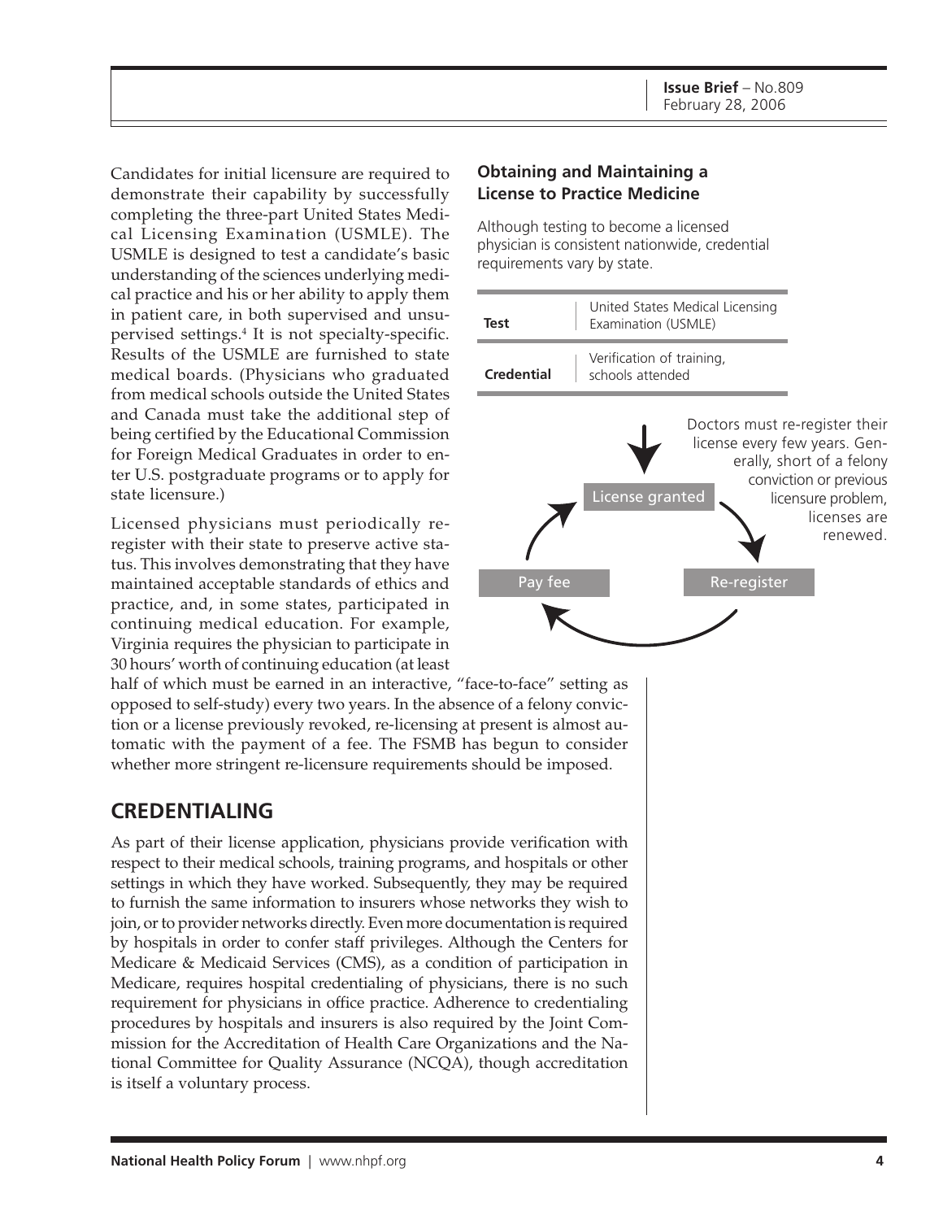Candidates for initial licensure are required to demonstrate their capability by successfully completing the three-part United States Medical Licensing Examination (USMLE). The USMLE is designed to test a candidate's basic understanding of the sciences underlying medical practice and his or her ability to apply them in patient care, in both supervised and unsupervised settings.[4] It is not specialty-specific. Results of the USMLE are furnished to state medical boards. (Physicians who graduated from medical schools outside the United States and Canada must take the additional step of being certified by the Educational Commission for Foreign Medical Graduates in order to enter U.S. postgraduate programs or to apply for state licensure.)

Licensed physicians must periodically re-register with their state to preserve active status. This involves demonstrating that they have maintained acceptable standards of ethics and practice, and, in some states, participated in continuing medical education. For example, Virginia requires the physician to participate in 30 hours' worth of continuing education (at least half of which must be earned in an interactive, "face-to-face" setting as opposed to self-study) every two years. In the absence of a felony conviction or a license previously revoked, re-licensing at present is almost automatic with the payment of a fee. The FSMB has begun to consider whether more stringent re-licensure requirements should be imposed.

**Obtaining and Maintaining a License to Practice Medicine**

Although testing to become a licensed physician is consistent nationwide, credential requirements vary by state.

| | |
|---|---|
| **Test** | United States Medical Licensing Examination (USMLE) |
| **Credential** | Verification of training, schools attended |

License granted → Re-register → Pay fee → License granted

Doctors must re-register their license every few years. Generally, short of a felony conviction or previous licensure problem, licenses are renewed.

## CREDENTIALING

As part of their license application, physicians provide verification with respect to their medical schools, training programs, and hospitals or other settings in which they have worked. Subsequently, they may be required to furnish the same information to insurers whose networks they wish to join, or to provider networks directly. Even more documentation is required by hospitals in order to confer staff privileges. Although the Centers for Medicare & Medicaid Services (CMS), as a condition of participation in Medicare, requires hospital credentialing of physicians, there is no such requirement for physicians in office practice. Adherence to credentialing procedures by hospitals and insurers is also required by the Joint Commission for the Accreditation of Health Care Organizations and the National Committee for Quality Assurance (NCQA), though accreditation is itself a voluntary process.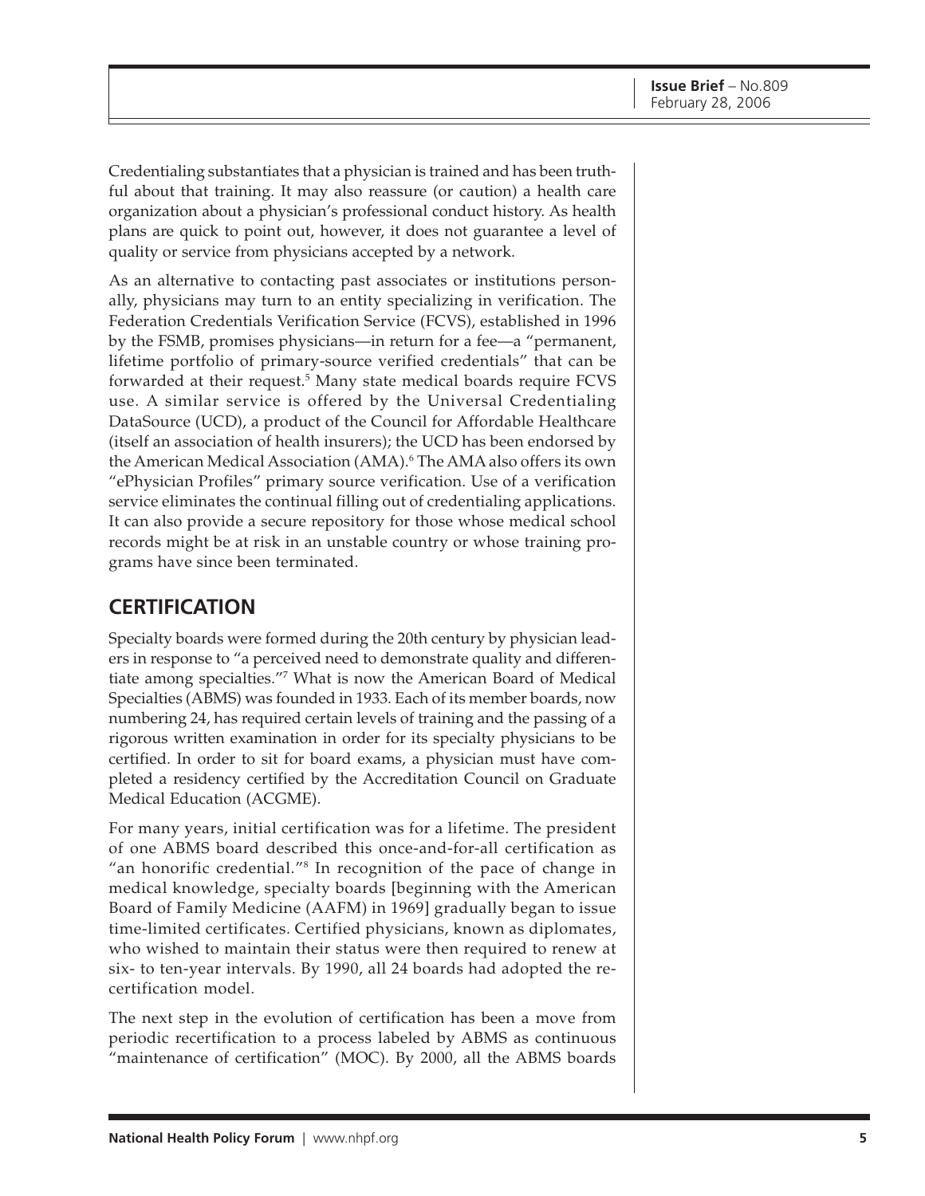Credentialing substantiates that a physician is trained and has been truthful about that training. It may also reassure (or caution) a health care organization about a physician's professional conduct history. As health plans are quick to point out, however, it does not guarantee a level of quality or service from physicians accepted by a network.

As an alternative to contacting past associates or institutions personally, physicians may turn to an entity specializing in verification. The Federation Credentials Verification Service (FCVS), established in 1996 by the FSMB, promises physicians—in return for a fee—a "permanent, lifetime portfolio of primary-source verified credentials" that can be forwarded at their request.[5] Many state medical boards require FCVS use. A similar service is offered by the Universal Credentialing DataSource (UCD), a product of the Council for Affordable Healthcare (itself an association of health insurers); the UCD has been endorsed by the American Medical Association (AMA).[6] The AMA also offers its own "ePhysician Profiles" primary source verification. Use of a verification service eliminates the continual filling out of credentialing applications. It can also provide a secure repository for those whose medical school records might be at risk in an unstable country or whose training programs have since been terminated.

## CERTIFICATION

Specialty boards were formed during the 20th century by physician leaders in response to "a perceived need to demonstrate quality and differentiate among specialties."[7] What is now the American Board of Medical Specialties (ABMS) was founded in 1933. Each of its member boards, now numbering 24, has required certain levels of training and the passing of a rigorous written examination in order for its specialty physicians to be certified. In order to sit for board exams, a physician must have completed a residency certified by the Accreditation Council on Graduate Medical Education (ACGME).

For many years, initial certification was for a lifetime. The president of one ABMS board described this once-and-for-all certification as "an honorific credential."[8] In recognition of the pace of change in medical knowledge, specialty boards [beginning with the American Board of Family Medicine (AAFM) in 1969] gradually began to issue time-limited certificates. Certified physicians, known as diplomates, who wished to maintain their status were then required to renew at six- to ten-year intervals. By 1990, all 24 boards had adopted the recertification model.

The next step in the evolution of certification has been a move from periodic recertification to a process labeled by ABMS as continuous "maintenance of certification" (MOC). By 2000, all the ABMS boards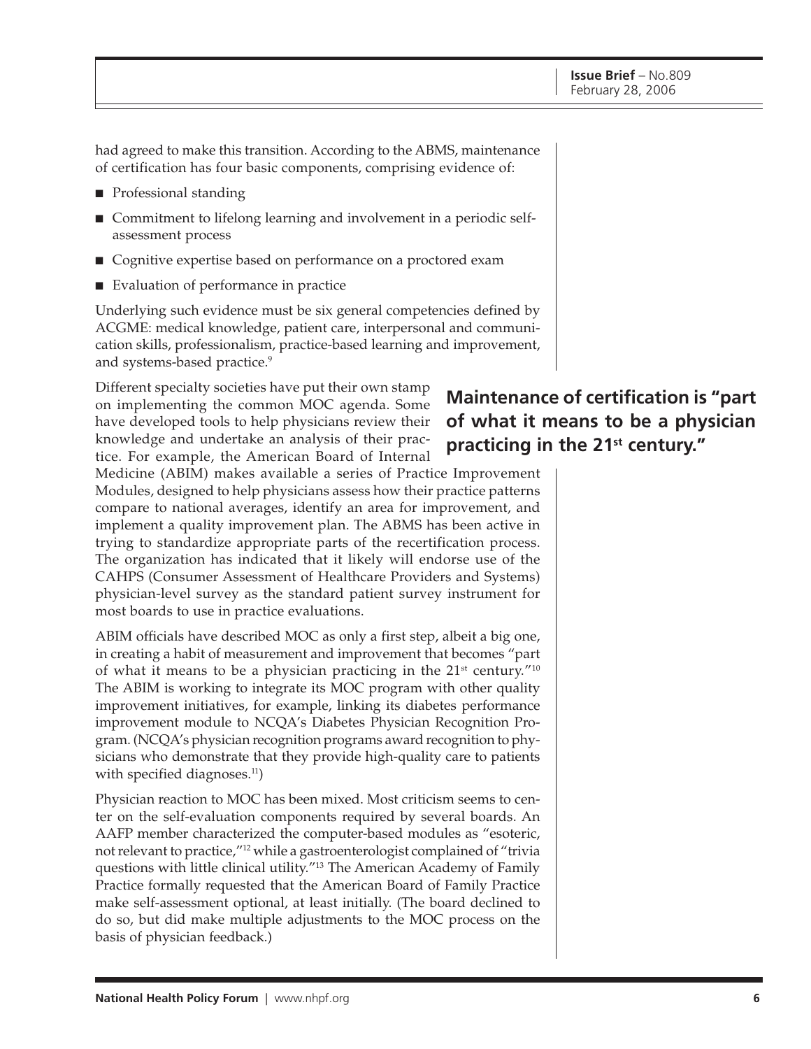had agreed to make this transition. According to the ABMS, maintenance of certification has four basic components, comprising evidence of:

- Professional standing
- Commitment to lifelong learning and involvement in a periodic self-assessment process
- Cognitive expertise based on performance on a proctored exam
- Evaluation of performance in practice

Underlying such evidence must be six general competencies defined by ACGME: medical knowledge, patient care, interpersonal and communication skills, professionalism, practice-based learning and improvement, and systems-based practice.[9]

Different specialty societies have put their own stamp on implementing the common MOC agenda. Some have developed tools to help physicians review their knowledge and undertake an analysis of their practice. For example, the American Board of Internal Medicine (ABIM) makes available a series of Practice Improvement Modules, designed to help physicians assess how their practice patterns compare to national averages, identify an area for improvement, and implement a quality improvement plan. The ABMS has been active in trying to standardize appropriate parts of the recertification process. The organization has indicated that it likely will endorse use of the CAHPS (Consumer Assessment of Healthcare Providers and Systems) physician-level survey as the standard patient survey instrument for most boards to use in practice evaluations.

**Maintenance of certification is "part of what it means to be a physician practicing in the 21st century."**

ABIM officials have described MOC as only a first step, albeit a big one, in creating a habit of measurement and improvement that becomes "part of what it means to be a physician practicing in the 21st century."[10] The ABIM is working to integrate its MOC program with other quality improvement initiatives, for example, linking its diabetes performance improvement module to NCQA's Diabetes Physician Recognition Program. (NCQA's physician recognition programs award recognition to physicians who demonstrate that they provide high-quality care to patients with specified diagnoses.[11])

Physician reaction to MOC has been mixed. Most criticism seems to center on the self-evaluation components required by several boards. An AAFP member characterized the computer-based modules as "esoteric, not relevant to practice,"[12] while a gastroenterologist complained of "trivia questions with little clinical utility."[13] The American Academy of Family Practice formally requested that the American Board of Family Practice make self-assessment optional, at least initially. (The board declined to do so, but did make multiple adjustments to the MOC process on the basis of physician feedback.)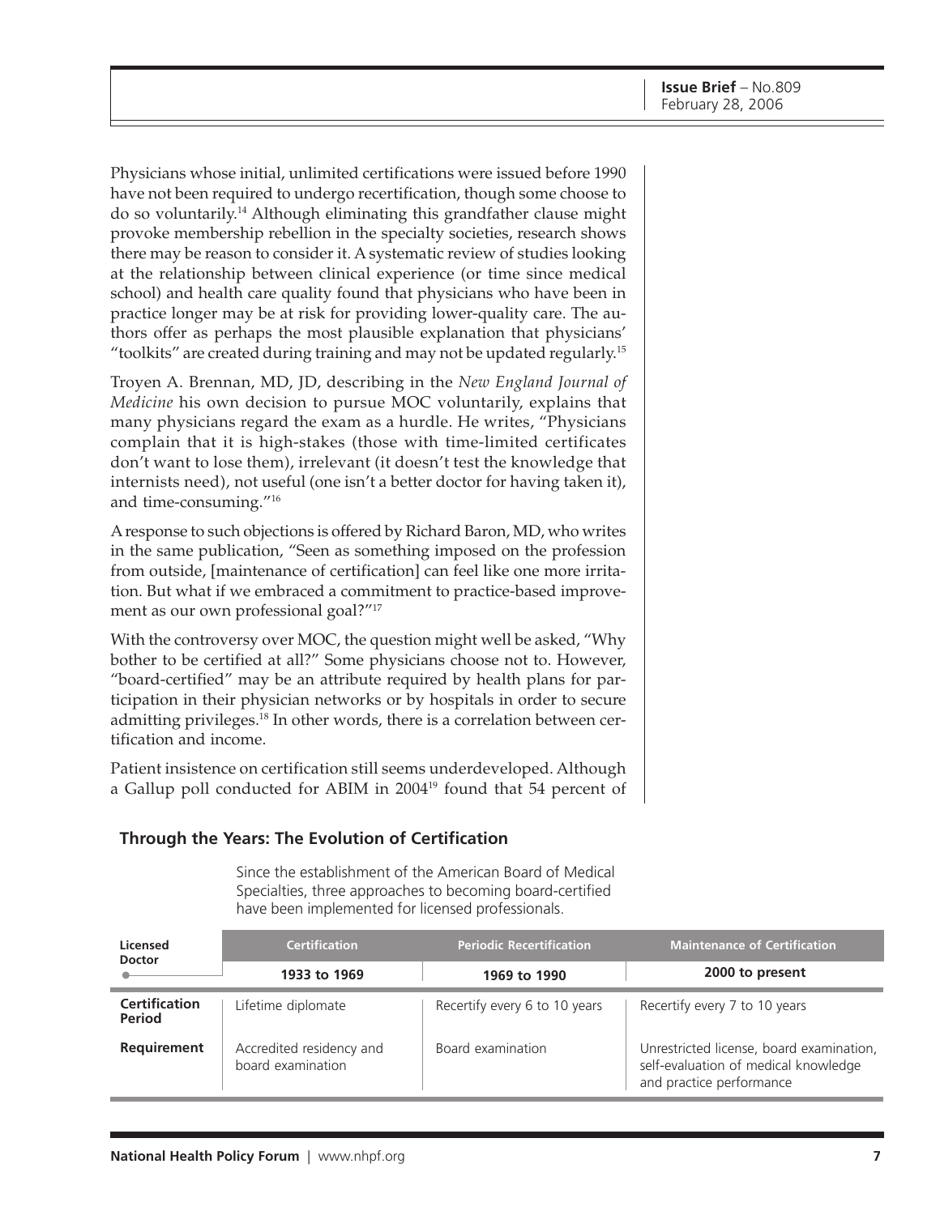Physicians whose initial, unlimited certifications were issued before 1990 have not been required to undergo recertification, though some choose to do so voluntarily.[14] Although eliminating this grandfather clause might provoke membership rebellion in the specialty societies, research shows there may be reason to consider it. A systematic review of studies looking at the relationship between clinical experience (or time since medical school) and health care quality found that physicians who have been in practice longer may be at risk for providing lower-quality care. The authors offer as perhaps the most plausible explanation that physicians' "toolkits" are created during training and may not be updated regularly.[15]

Troyen A. Brennan, MD, JD, describing in the *New England Journal of Medicine* his own decision to pursue MOC voluntarily, explains that many physicians regard the exam as a hurdle. He writes, "Physicians complain that it is high-stakes (those with time-limited certificates don't want to lose them), irrelevant (it doesn't test the knowledge that internists need), not useful (one isn't a better doctor for having taken it), and time-consuming."[16]

A response to such objections is offered by Richard Baron, MD, who writes in the same publication, "Seen as something imposed on the profession from outside, [maintenance of certification] can feel like one more irritation. But what if we embraced a commitment to practice-based improvement as our own professional goal?"[17]

With the controversy over MOC, the question might well be asked, "Why bother to be certified at all?" Some physicians choose not to. However, "board-certified" may be an attribute required by health plans for participation in their physician networks or by hospitals in order to secure admitting privileges.[18] In other words, there is a correlation between certification and income.

Patient insistence on certification still seems underdeveloped. Although a Gallup poll conducted for ABIM in 2004[19] found that 54 percent of

### Through the Years: The Evolution of Certification

Since the establishment of the American Board of Medical Specialties, three approaches to becoming board-certified have been implemented for licensed professionals.

| Licensed Doctor | Certification | Periodic Recertification | Maintenance of Certification |
|---|---|---|---|
| | 1933 to 1969 | 1969 to 1990 | 2000 to present |
| **Certification Period** | Lifetime diplomate | Recertify every 6 to 10 years | Recertify every 7 to 10 years |
| **Requirement** | Accredited residency and board examination | Board examination | Unrestricted license, board examination, self-evaluation of medical knowledge and practice performance |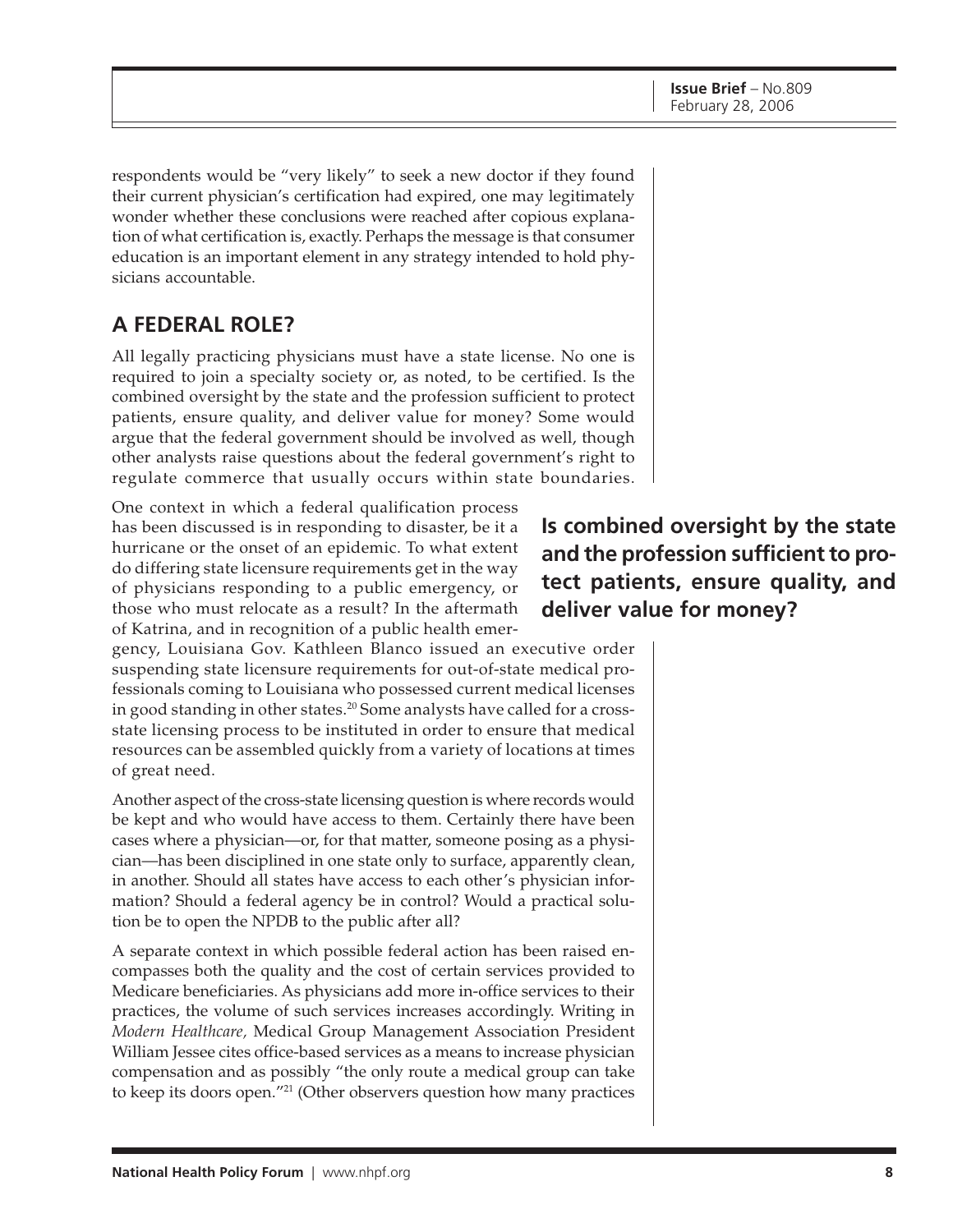respondents would be "very likely" to seek a new doctor if they found their current physician's certification had expired, one may legitimately wonder whether these conclusions were reached after copious explanation of what certification is, exactly. Perhaps the message is that consumer education is an important element in any strategy intended to hold physicians accountable.

## A FEDERAL ROLE?

All legally practicing physicians must have a state license. No one is required to join a specialty society or, as noted, to be certified. Is the combined oversight by the state and the profession sufficient to protect patients, ensure quality, and deliver value for money? Some would argue that the federal government should be involved as well, though other analysts raise questions about the federal government's right to regulate commerce that usually occurs within state boundaries.

**Is combined oversight by the state and the profession sufficient to protect patients, ensure quality, and deliver value for money?**

One context in which a federal qualification process has been discussed is in responding to disaster, be it a hurricane or the onset of an epidemic. To what extent do differing state licensure requirements get in the way of physicians responding to a public emergency, or those who must relocate as a result? In the aftermath of Katrina, and in recognition of a public health emergency, Louisiana Gov. Kathleen Blanco issued an executive order suspending state licensure requirements for out-of-state medical professionals coming to Louisiana who possessed current medical licenses in good standing in other states.[20] Some analysts have called for a cross-state licensing process to be instituted in order to ensure that medical resources can be assembled quickly from a variety of locations at times of great need.

Another aspect of the cross-state licensing question is where records would be kept and who would have access to them. Certainly there have been cases where a physician—or, for that matter, someone posing as a physician—has been disciplined in one state only to surface, apparently clean, in another. Should all states have access to each other's physician information? Should a federal agency be in control? Would a practical solution be to open the NPDB to the public after all?

A separate context in which possible federal action has been raised encompasses both the quality and the cost of certain services provided to Medicare beneficiaries. As physicians add more in-office services to their practices, the volume of such services increases accordingly. Writing in *Modern Healthcare,* Medical Group Management Association President William Jessee cites office-based services as a means to increase physician compensation and as possibly "the only route a medical group can take to keep its doors open."[21] (Other observers question how many practices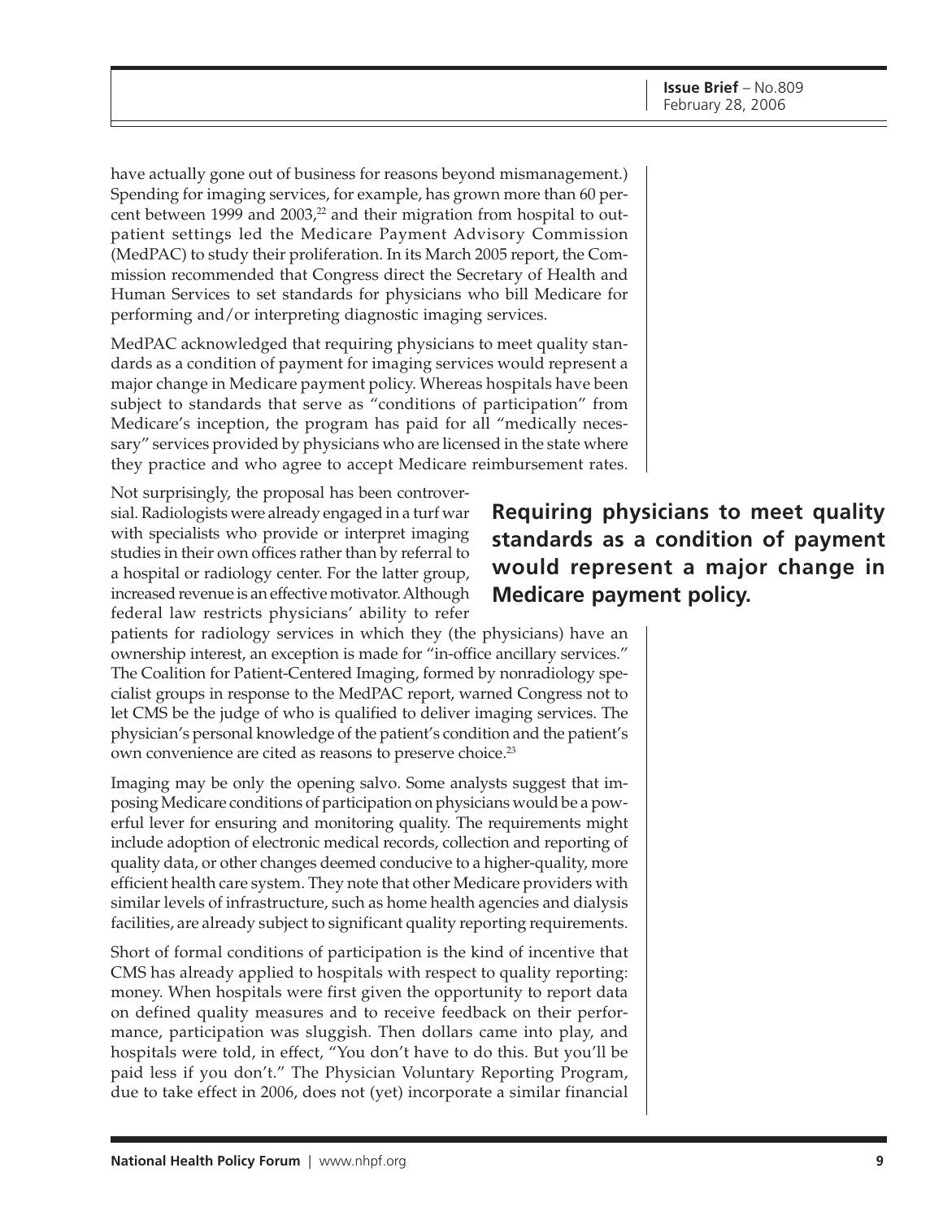have actually gone out of business for reasons beyond mismanagement.) Spending for imaging services, for example, has grown more than 60 percent between 1999 and 2003,[22] and their migration from hospital to outpatient settings led the Medicare Payment Advisory Commission (MedPAC) to study their proliferation. In its March 2005 report, the Commission recommended that Congress direct the Secretary of Health and Human Services to set standards for physicians who bill Medicare for performing and/or interpreting diagnostic imaging services.

MedPAC acknowledged that requiring physicians to meet quality standards as a condition of payment for imaging services would represent a major change in Medicare payment policy. Whereas hospitals have been subject to standards that serve as "conditions of participation" from Medicare's inception, the program has paid for all "medically necessary" services provided by physicians who are licensed in the state where they practice and who agree to accept Medicare reimbursement rates.

**Requiring physicians to meet quality standards as a condition of payment would represent a major change in Medicare payment policy.**

Not surprisingly, the proposal has been controversial. Radiologists were already engaged in a turf war with specialists who provide or interpret imaging studies in their own offices rather than by referral to a hospital or radiology center. For the latter group, increased revenue is an effective motivator. Although federal law restricts physicians' ability to refer patients for radiology services in which they (the physicians) have an ownership interest, an exception is made for "in-office ancillary services." The Coalition for Patient-Centered Imaging, formed by nonradiology specialist groups in response to the MedPAC report, warned Congress not to let CMS be the judge of who is qualified to deliver imaging services. The physician's personal knowledge of the patient's condition and the patient's own convenience are cited as reasons to preserve choice.[23]

Imaging may be only the opening salvo. Some analysts suggest that imposing Medicare conditions of participation on physicians would be a powerful lever for ensuring and monitoring quality. The requirements might include adoption of electronic medical records, collection and reporting of quality data, or other changes deemed conducive to a higher-quality, more efficient health care system. They note that other Medicare providers with similar levels of infrastructure, such as home health agencies and dialysis facilities, are already subject to significant quality reporting requirements.

Short of formal conditions of participation is the kind of incentive that CMS has already applied to hospitals with respect to quality reporting: money. When hospitals were first given the opportunity to report data on defined quality measures and to receive feedback on their performance, participation was sluggish. Then dollars came into play, and hospitals were told, in effect, "You don't have to do this. But you'll be paid less if you don't." The Physician Voluntary Reporting Program, due to take effect in 2006, does not (yet) incorporate a similar financial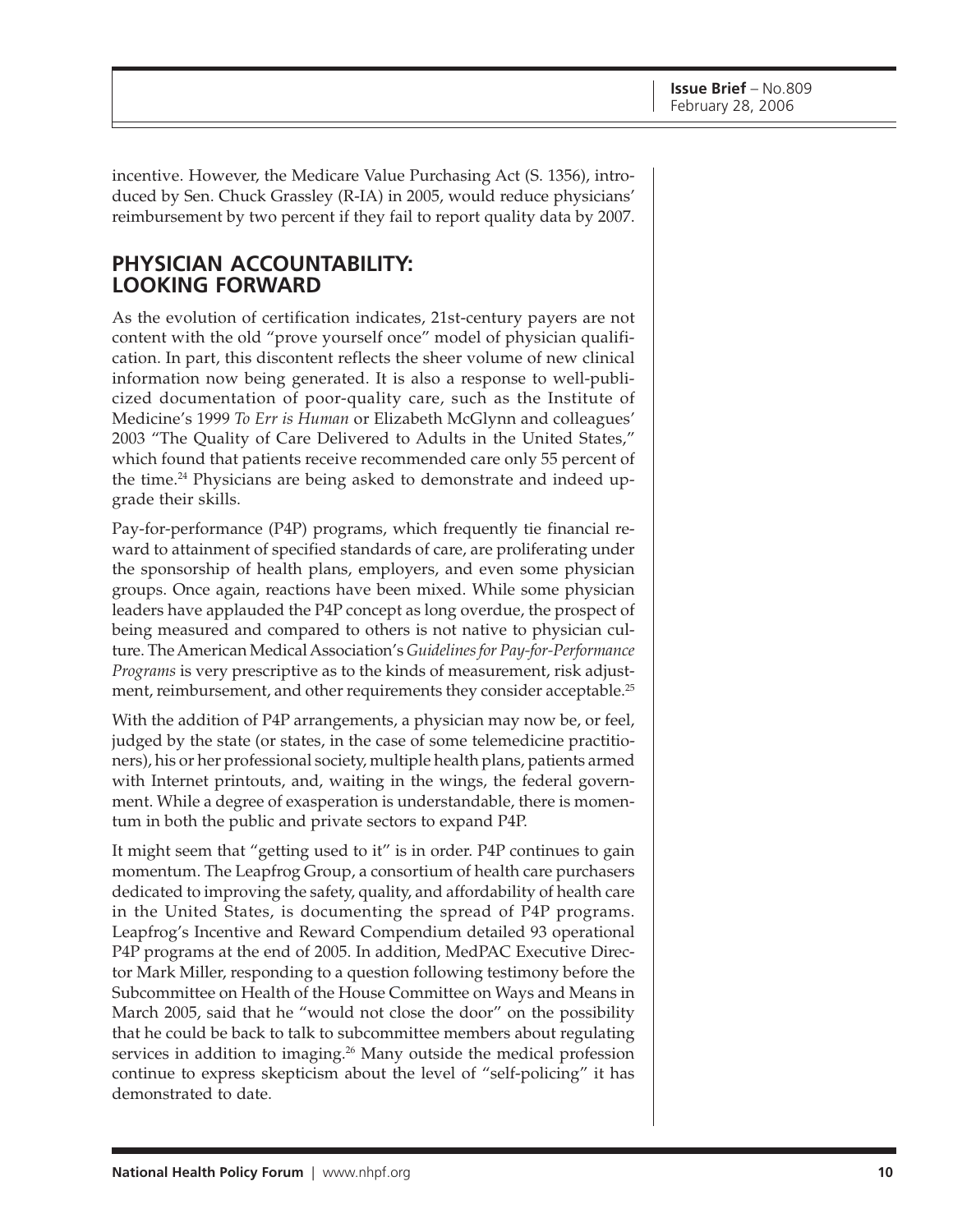incentive. However, the Medicare Value Purchasing Act (S. 1356), introduced by Sen. Chuck Grassley (R-IA) in 2005, would reduce physicians' reimbursement by two percent if they fail to report quality data by 2007.

## PHYSICIAN ACCOUNTABILITY: LOOKING FORWARD

As the evolution of certification indicates, 21st-century payers are not content with the old "prove yourself once" model of physician qualification. In part, this discontent reflects the sheer volume of new clinical information now being generated. It is also a response to well-publicized documentation of poor-quality care, such as the Institute of Medicine's 1999 *To Err is Human* or Elizabeth McGlynn and colleagues' 2003 "The Quality of Care Delivered to Adults in the United States," which found that patients receive recommended care only 55 percent of the time.[24] Physicians are being asked to demonstrate and indeed upgrade their skills.

Pay-for-performance (P4P) programs, which frequently tie financial reward to attainment of specified standards of care, are proliferating under the sponsorship of health plans, employers, and even some physician groups. Once again, reactions have been mixed. While some physician leaders have applauded the P4P concept as long overdue, the prospect of being measured and compared to others is not native to physician culture. The American Medical Association's *Guidelines for Pay-for-Performance Programs* is very prescriptive as to the kinds of measurement, risk adjustment, reimbursement, and other requirements they consider acceptable.[25]

With the addition of P4P arrangements, a physician may now be, or feel, judged by the state (or states, in the case of some telemedicine practitioners), his or her professional society, multiple health plans, patients armed with Internet printouts, and, waiting in the wings, the federal government. While a degree of exasperation is understandable, there is momentum in both the public and private sectors to expand P4P.

It might seem that "getting used to it" is in order. P4P continues to gain momentum. The Leapfrog Group, a consortium of health care purchasers dedicated to improving the safety, quality, and affordability of health care in the United States, is documenting the spread of P4P programs. Leapfrog's Incentive and Reward Compendium detailed 93 operational P4P programs at the end of 2005. In addition, MedPAC Executive Director Mark Miller, responding to a question following testimony before the Subcommittee on Health of the House Committee on Ways and Means in March 2005, said that he "would not close the door" on the possibility that he could be back to talk to subcommittee members about regulating services in addition to imaging.[26] Many outside the medical profession continue to express skepticism about the level of "self-policing" it has demonstrated to date.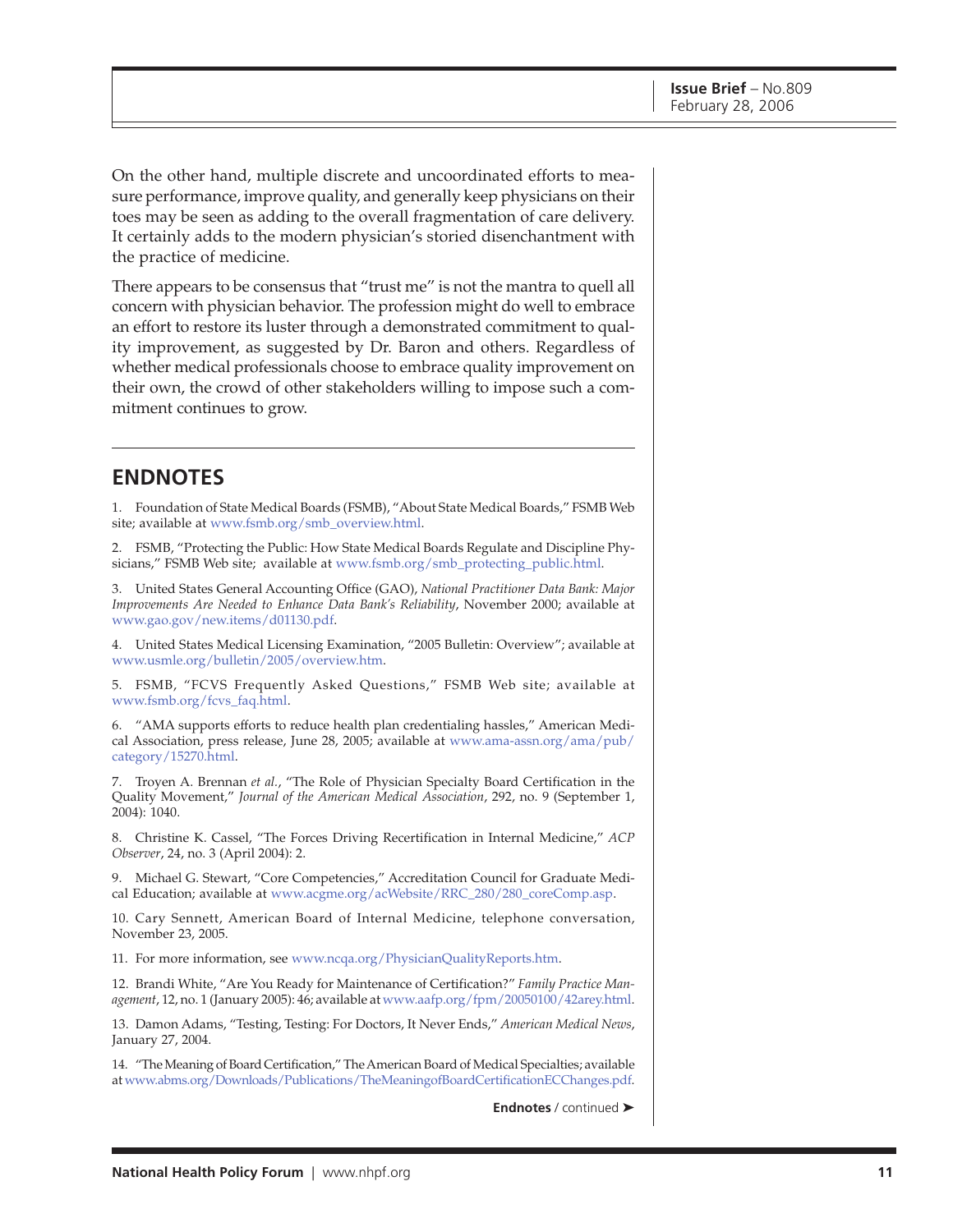On the other hand, multiple discrete and uncoordinated efforts to measure performance, improve quality, and generally keep physicians on their toes may be seen as adding to the overall fragmentation of care delivery. It certainly adds to the modern physician's storied disenchantment with the practice of medicine.

There appears to be consensus that "trust me" is not the mantra to quell all concern with physician behavior. The profession might do well to embrace an effort to restore its luster through a demonstrated commitment to quality improvement, as suggested by Dr. Baron and others. Regardless of whether medical professionals choose to embrace quality improvement on their own, the crowd of other stakeholders willing to impose such a commitment continues to grow.

## ENDNOTES

1. Foundation of State Medical Boards (FSMB), "About State Medical Boards," FSMB Web site; available at www.fsmb.org/smb_overview.html.

2. FSMB, "Protecting the Public: How State Medical Boards Regulate and Discipline Physicians," FSMB Web site; available at www.fsmb.org/smb_protecting_public.html.

3. United States General Accounting Office (GAO), *National Practitioner Data Bank: Major Improvements Are Needed to Enhance Data Bank's Reliability*, November 2000; available at www.gao.gov/new.items/d01130.pdf.

4. United States Medical Licensing Examination, "2005 Bulletin: Overview"; available at www.usmle.org/bulletin/2005/overview.htm.

5. FSMB, "FCVS Frequently Asked Questions," FSMB Web site; available at www.fsmb.org/fcvs_faq.html.

6. "AMA supports efforts to reduce health plan credentialing hassles," American Medical Association, press release, June 28, 2005; available at www.ama-assn.org/ama/pub/category/15270.html.

7. Troyen A. Brennan *et al.*, "The Role of Physician Specialty Board Certification in the Quality Movement," *Journal of the American Medical Association*, 292, no. 9 (September 1, 2004): 1040.

8. Christine K. Cassel, "The Forces Driving Recertification in Internal Medicine," *ACP Observer*, 24, no. 3 (April 2004): 2.

9. Michael G. Stewart, "Core Competencies," Accreditation Council for Graduate Medical Education; available at www.acgme.org/acWebsite/RRC_280/280_coreComp.asp.

10. Cary Sennett, American Board of Internal Medicine, telephone conversation, November 23, 2005.

11. For more information, see www.ncqa.org/PhysicianQualityReports.htm.

12. Brandi White, "Are You Ready for Maintenance of Certification?" *Family Practice Management*, 12, no. 1 (January 2005): 46; available at www.aafp.org/fpm/20050100/42arey.html.

13. Damon Adams, "Testing, Testing: For Doctors, It Never Ends," *American Medical News*, January 27, 2004.

14. "The Meaning of Board Certification," The American Board of Medical Specialties; available at www.abms.org/Downloads/Publications/TheMeaningofBoardCertificationECChanges.pdf.

**Endnotes** / continued ➤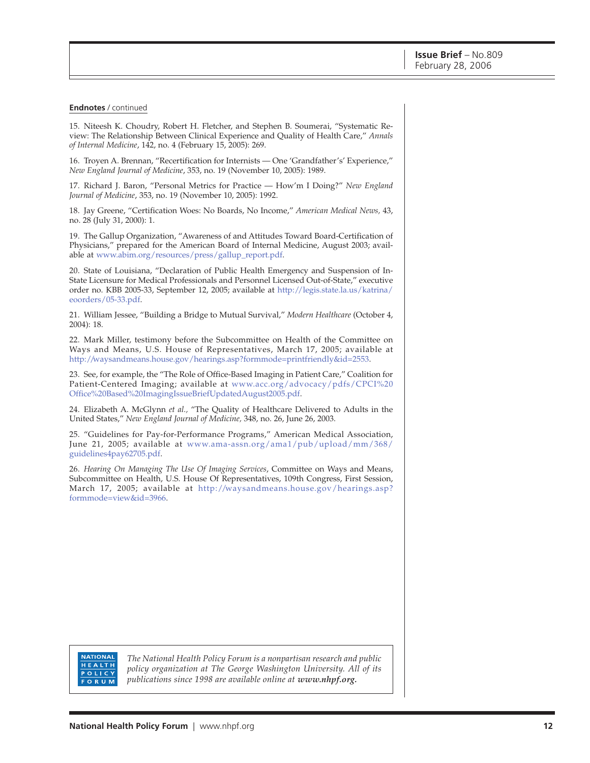**Endnotes** / continued

15. Niteesh K. Choudry, Robert H. Fletcher, and Stephen B. Soumerai, "Systematic Review: The Relationship Between Clinical Experience and Quality of Health Care," *Annals of Internal Medicine*, 142, no. 4 (February 15, 2005): 269.

16. Troyen A. Brennan, "Recertification for Internists — One 'Grandfather's' Experience," *New England Journal of Medicine*, 353, no. 19 (November 10, 2005): 1989.

17. Richard J. Baron, "Personal Metrics for Practice — How'm I Doing?" *New England Journal of Medicine*, 353, no. 19 (November 10, 2005): 1992.

18. Jay Greene, "Certification Woes: No Boards, No Income," *American Medical News,* 43, no. 28 (July 31, 2000): 1.

19. The Gallup Organization, "Awareness of and Attitudes Toward Board-Certification of Physicians," prepared for the American Board of Internal Medicine, August 2003; available at www.abim.org/resources/press/gallup_report.pdf.

20. State of Louisiana, "Declaration of Public Health Emergency and Suspension of In-State Licensure for Medical Professionals and Personnel Licensed Out-of-State," executive order no. KBB 2005-33, September 12, 2005; available at http://legis.state.la.us/katrina/eoorders/05-33.pdf.

21. William Jessee, "Building a Bridge to Mutual Survival," *Modern Healthcare* (October 4, 2004): 18.

22. Mark Miller, testimony before the Subcommittee on Health of the Committee on Ways and Means, U.S. House of Representatives, March 17, 2005; available at http://waysandmeans.house.gov/hearings.asp?formmode=printfriendly&id=2553.

23. See, for example, the "The Role of Office-Based Imaging in Patient Care," Coalition for Patient-Centered Imaging; available at www.acc.org/advocacy/pdfs/CPCI%20Office%20Based%20ImagingIssueBriefUpdatedAugust2005.pdf.

24. Elizabeth A. McGlynn *et al.,* "The Quality of Healthcare Delivered to Adults in the United States," *New England Journal of Medicine,* 348, no. 26, June 26, 2003.

25. "Guidelines for Pay-for-Performance Programs," American Medical Association, June 21, 2005; available at www.ama-assn.org/ama1/pub/upload/mm/368/guidelines4pay62705.pdf.

26. *Hearing On Managing The Use Of Imaging Services*, Committee on Ways and Means, Subcommittee on Health, U.S. House Of Representatives, 109th Congress, First Session, March 17, 2005; available at http://waysandmeans.house.gov/hearings.asp?formmode=view&id=3966.

NATIONAL HEALTH POLICY FORUM

*The National Health Policy Forum is a nonpartisan research and public policy organization at The George Washington University. All of its publications since 1998 are available online at* ***www.nhpf.org.***